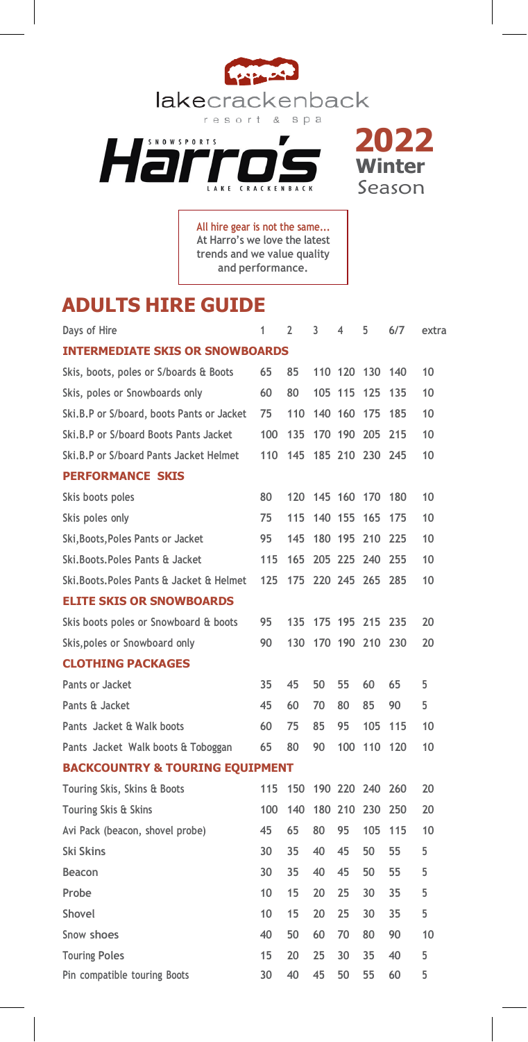lakecrackenback

resort & spa

SNOWSPORTS

Harro's

LAKE CRACKENBACK

**2022 Winter** Season

**All hire gear is not the same... At Harro's we love the latest trends and we value quality and performance.**

## ADULTS HIRE GUIDE

| Days of Hire | 1 | 2 | 3 | 4 | 5 | 6/7 | extra |
|---|---|---|---|---|---|---|---|
| **INTERMEDIATE SKIS OR SNOWBOARDS** | | | | | | | |
| Skis, boots, poles or S/boards & Boots | 65 | 85 | 110 | 120 | 130 | 140 | 10 |
| Skis, poles or Snowboards only | 60 | 80 | 105 | 115 | 125 | 135 | 10 |
| Ski.B.P or S/board, boots Pants or Jacket | 75 | 110 | 140 | 160 | 175 | 185 | 10 |
| Ski.B.P or S/board Boots Pants Jacket | 100 | 135 | 170 | 190 | 205 | 215 | 10 |
| Ski.B.P or S/board Pants Jacket Helmet | 110 | 145 | 185 | 210 | 230 | 245 | 10 |
| **PERFORMANCE SKIS** | | | | | | | |
| Skis boots poles | 80 | 120 | 145 | 160 | 170 | 180 | 10 |
| Skis poles only | 75 | 115 | 140 | 155 | 165 | 175 | 10 |
| Ski,Boots,Poles Pants or Jacket | 95 | 145 | 180 | 195 | 210 | 225 | 10 |
| Ski.Boots.Poles Pants & Jacket | 115 | 165 | 205 | 225 | 240 | 255 | 10 |
| Ski.Boots.Poles Pants & Jacket & Helmet | 125 | 175 | 220 | 245 | 265 | 285 | 10 |
| **ELITE SKIS OR SNOWBOARDS** | | | | | | | |
| Skis boots poles or Snowboard & boots | 95 | 135 | 175 | 195 | 215 | 235 | 20 |
| Skis,poles or Snowboard only | 90 | 130 | 170 | 190 | 210 | 230 | 20 |
| **CLOTHING PACKAGES** | | | | | | | |
| Pants or Jacket | 35 | 45 | 50 | 55 | 60 | 65 | 5 |
| Pants & Jacket | 45 | 60 | 70 | 80 | 85 | 90 | 5 |
| Pants Jacket & Walk boots | 60 | 75 | 85 | 95 | 105 | 115 | 10 |
| Pants Jacket Walk boots & Toboggan | 65 | 80 | 90 | 100 | 110 | 120 | 10 |
| **BACKCOUNTRY & TOURING EQUIPMENT** | | | | | | | |
| Touring Skis, Skins & Boots | 115 | 150 | 190 | 220 | 240 | 260 | 20 |
| Touring Skis & Skins | 100 | 140 | 180 | 210 | 230 | 250 | 20 |
| Avi Pack (beacon, shovel probe) | 45 | 65 | 80 | 95 | 105 | 115 | 10 |
| Ski Skins | 30 | 35 | 40 | 45 | 50 | 55 | 5 |
| Beacon | 30 | 35 | 40 | 45 | 50 | 55 | 5 |
| Probe | 10 | 15 | 20 | 25 | 30 | 35 | 5 |
| Shovel | 10 | 15 | 20 | 25 | 30 | 35 | 5 |
| Snow shoes | 40 | 50 | 60 | 70 | 80 | 90 | 10 |
| Touring Poles | 15 | 20 | 25 | 30 | 35 | 40 | 5 |
| Pin compatible touring Boots | 30 | 40 | 45 | 50 | 55 | 60 | 5 |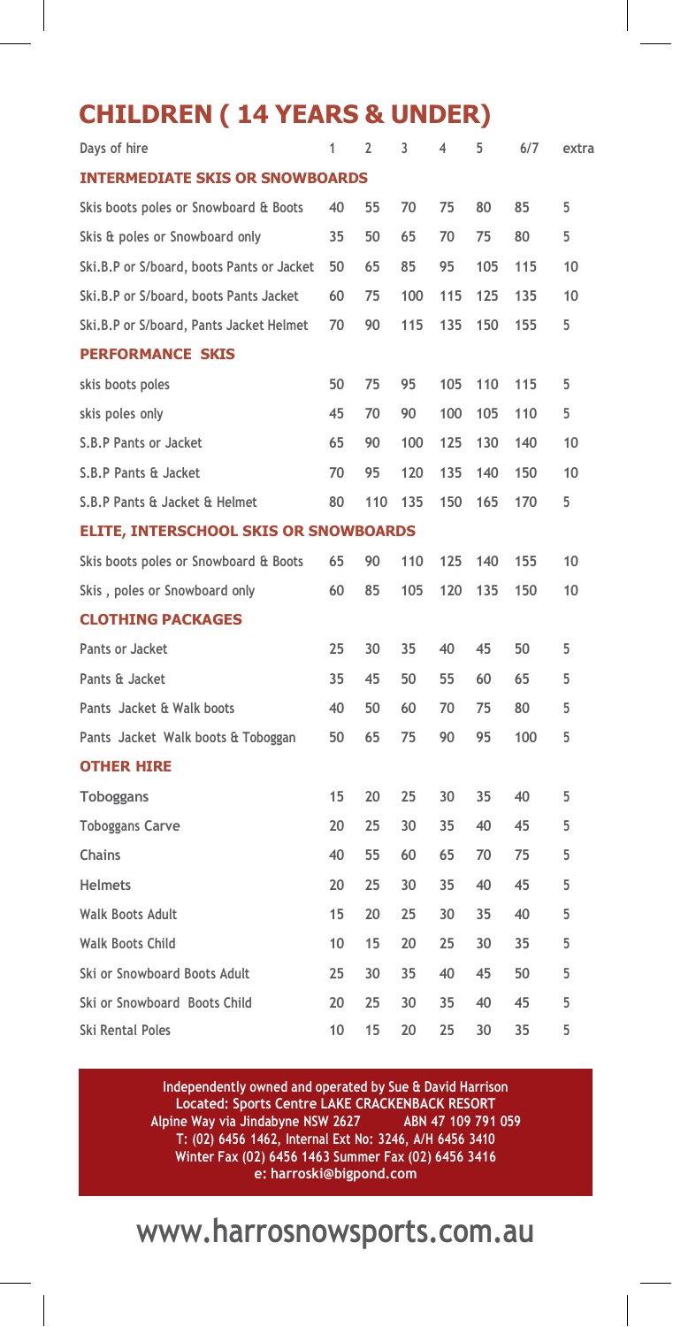## CHILDREN ( 14 YEARS & UNDER)

| Days of hire | 1 | 2 | 3 | 4 | 5 | 6/7 | extra |
|---|---|---|---|---|---|---|---|
| **INTERMEDIATE SKIS OR SNOWBOARDS** | | | | | | | |
| Skis boots poles or Snowboard & Boots | 40 | 55 | 70 | 75 | 80 | 85 | 5 |
| Skis & poles or Snowboard only | 35 | 50 | 65 | 70 | 75 | 80 | 5 |
| Ski.B.P or S/board, boots Pants or Jacket | 50 | 65 | 85 | 95 | 105 | 115 | 10 |
| Ski.B.P or S/board, boots Pants Jacket | 60 | 75 | 100 | 115 | 125 | 135 | 10 |
| Ski.B.P or S/board, Pants Jacket Helmet | 70 | 90 | 115 | 135 | 150 | 155 | 5 |
| **PERFORMANCE SKIS** | | | | | | | |
| skis boots poles | 50 | 75 | 95 | 105 | 110 | 115 | 5 |
| skis poles only | 45 | 70 | 90 | 100 | 105 | 110 | 5 |
| S.B.P Pants or Jacket | 65 | 90 | 100 | 125 | 130 | 140 | 10 |
| S.B.P Pants & Jacket | 70 | 95 | 120 | 135 | 140 | 150 | 10 |
| S.B.P Pants & Jacket & Helmet | 80 | 110 | 135 | 150 | 165 | 170 | 5 |
| **ELITE, INTERSCHOOL SKIS OR SNOWBOARDS** | | | | | | | |
| Skis boots poles or Snowboard & Boots | 65 | 90 | 110 | 125 | 140 | 155 | 10 |
| Skis , poles or Snowboard only | 60 | 85 | 105 | 120 | 135 | 150 | 10 |
| **CLOTHING PACKAGES** | | | | | | | |
| Pants or Jacket | 25 | 30 | 35 | 40 | 45 | 50 | 5 |
| Pants & Jacket | 35 | 45 | 50 | 55 | 60 | 65 | 5 |
| Pants Jacket & Walk boots | 40 | 50 | 60 | 70 | 75 | 80 | 5 |
| Pants Jacket Walk boots & Toboggan | 50 | 65 | 75 | 90 | 95 | 100 | 5 |
| **OTHER HIRE** | | | | | | | |
| Toboggans | 15 | 20 | 25 | 30 | 35 | 40 | 5 |
| Toboggans Carve | 20 | 25 | 30 | 35 | 40 | 45 | 5 |
| Chains | 40 | 55 | 60 | 65 | 70 | 75 | 5 |
| Helmets | 20 | 25 | 30 | 35 | 40 | 45 | 5 |
| Walk Boots Adult | 15 | 20 | 25 | 30 | 35 | 40 | 5 |
| Walk Boots Child | 10 | 15 | 20 | 25 | 30 | 35 | 5 |
| Ski or Snowboard Boots Adult | 25 | 30 | 35 | 40 | 45 | 50 | 5 |
| Ski or Snowboard Boots Child | 20 | 25 | 30 | 35 | 40 | 45 | 5 |
| Ski Rental Poles | 10 | 15 | 20 | 25 | 30 | 35 | 5 |

**Independently owned and operated by Sue & David Harrison**
**Located: Sports Centre LAKE CRACKENBACK RESORT**
**Alpine Way via Jindabyne NSW 2627 ABN 47 109 791 059**
**T: (02) 6456 1462, Internal Ext No: 3246, A/H 6456 3410**
**Winter Fax (02) 6456 1463 Summer Fax (02) 6456 3416**
**e: harroski@bigpond.com**

## www.harrosnowsports.com.au